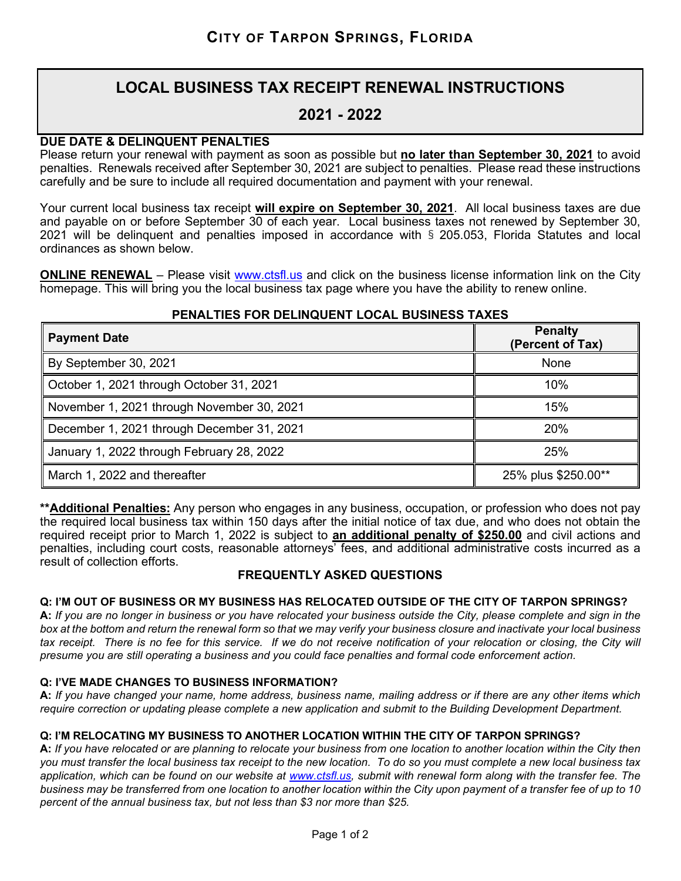# CITY OF TARPON SPRINGS, FLORIDA

## LOCAL BUSINESS TAX RECEIPT RENEWAL INSTRUCTIONS

## 2021 - 2022

**DUE DATE & DELINQUENT PENALTIES**

Please return your renewal with payment as soon as possible but **no later than September 30, 2021** to avoid penalties. Renewals received after September 30, 2021 are subject to penalties. Please read these instructions carefully and be sure to include all required documentation and payment with your renewal.

Your current local business tax receipt **will expire on September 30, 2021**. All local business taxes are due and payable on or before September 30 of each year. Local business taxes not renewed by September 30, 2021 will be delinquent and penalties imposed in accordance with § 205.053, Florida Statutes and local ordinances as shown below.

**ONLINE RENEWAL** – Please visit www.ctsfl.us and click on the business license information link on the City homepage. This will bring you the local business tax page where you have the ability to renew online.

**PENALTIES FOR DELINQUENT LOCAL BUSINESS TAXES**

| Payment Date | Penalty (Percent of Tax) |
|---|---|
| By September 30, 2021 | None |
| October 1, 2021 through October 31, 2021 | 10% |
| November 1, 2021 through November 30, 2021 | 15% |
| December 1, 2021 through December 31, 2021 | 20% |
| January 1, 2022 through February 28, 2022 | 25% |
| March 1, 2022 and thereafter | 25% plus $250.00** |

****Additional Penalties:** Any person who engages in any business, occupation, or profession who does not pay the required local business tax within 150 days after the initial notice of tax due, and who does not obtain the required receipt prior to March 1, 2022 is subject to **an additional penalty of $250.00** and civil actions and penalties, including court costs, reasonable attorneys' fees, and additional administrative costs incurred as a result of collection efforts.

### FREQUENTLY ASKED QUESTIONS

**Q: I'M OUT OF BUSINESS OR MY BUSINESS HAS RELOCATED OUTSIDE OF THE CITY OF TARPON SPRINGS?**

**A:** *If you are no longer in business or you have relocated your business outside the City, please complete and sign in the box at the bottom and return the renewal form so that we may verify your business closure and inactivate your local business tax receipt. There is no fee for this service. If we do not receive notification of your relocation or closing, the City will presume you are still operating a business and you could face penalties and formal code enforcement action.*

**Q: I'VE MADE CHANGES TO BUSINESS INFORMATION?**

**A:** *If you have changed your name, home address, business name, mailing address or if there are any other items which require correction or updating please complete a new application and submit to the Building Development Department.*

**Q: I'M RELOCATING MY BUSINESS TO ANOTHER LOCATION WITHIN THE CITY OF TARPON SPRINGS?**

**A:** *If you have relocated or are planning to relocate your business from one location to another location within the City then you must transfer the local business tax receipt to the new location. To do so you must complete a new local business tax application, which can be found on our website at www.ctsfl.us, submit with renewal form along with the transfer fee. The business may be transferred from one location to another location within the City upon payment of a transfer fee of up to 10 percent of the annual business tax, but not less than $3 nor more than $25.*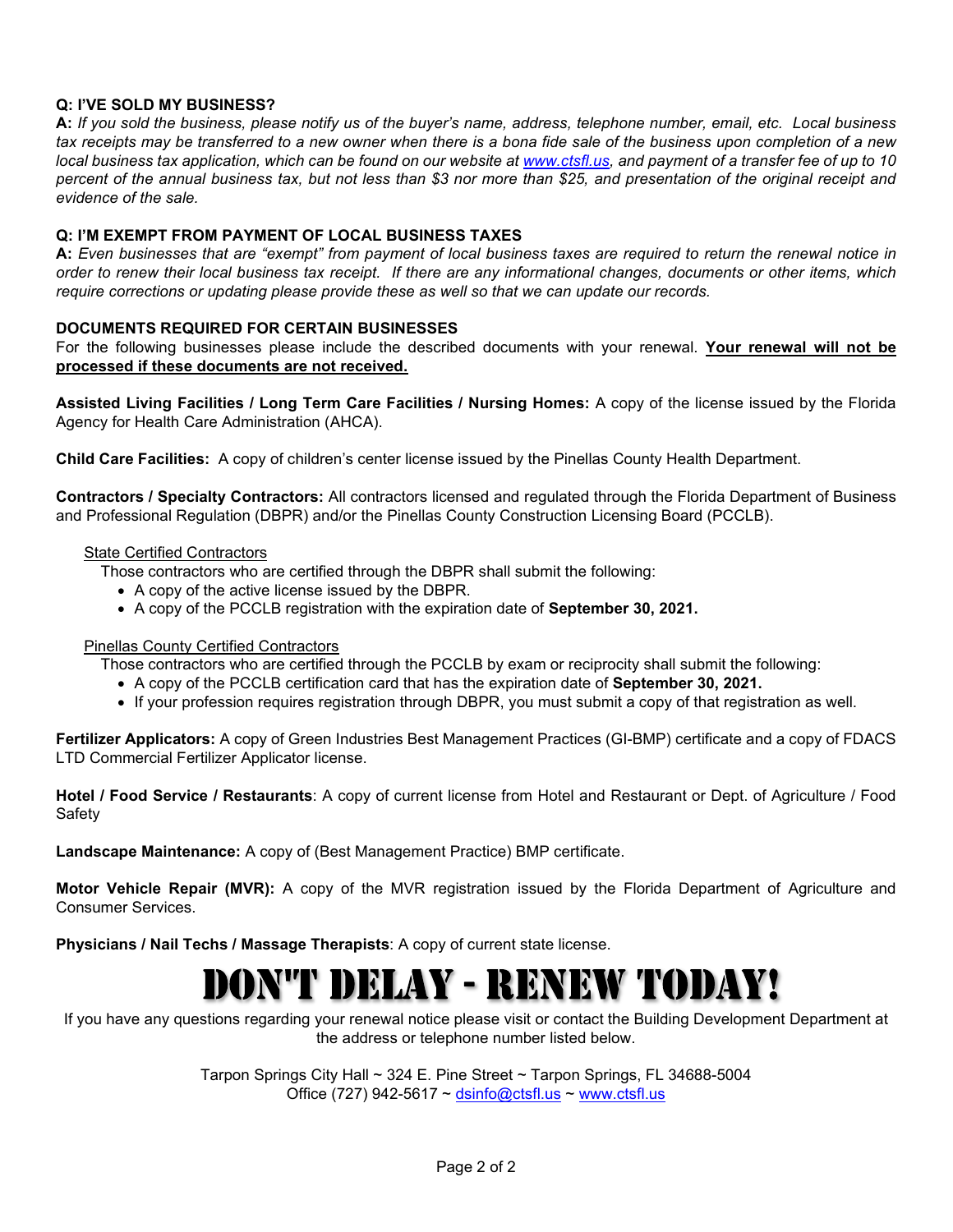**Q: I'VE SOLD MY BUSINESS?**

**A:** *If you sold the business, please notify us of the buyer's name, address, telephone number, email, etc. Local business tax receipts may be transferred to a new owner when there is a bona fide sale of the business upon completion of a new local business tax application, which can be found on our website at [www.ctsfl.us](http://www.ctsfl.us), and payment of a transfer fee of up to 10 percent of the annual business tax, but not less than $3 nor more than $25, and presentation of the original receipt and evidence of the sale.*

**Q: I'M EXEMPT FROM PAYMENT OF LOCAL BUSINESS TAXES**

**A:** *Even businesses that are "exempt" from payment of local business taxes are required to return the renewal notice in order to renew their local business tax receipt. If there are any informational changes, documents or other items, which require corrections or updating please provide these as well so that we can update our records.*

**DOCUMENTS REQUIRED FOR CERTAIN BUSINESSES**

For the following businesses please include the described documents with your renewal. **Your renewal will not be processed if these documents are not received.**

**Assisted Living Facilities / Long Term Care Facilities / Nursing Homes:** A copy of the license issued by the Florida Agency for Health Care Administration (AHCA).

**Child Care Facilities:** A copy of children's center license issued by the Pinellas County Health Department.

**Contractors / Specialty Contractors:** All contractors licensed and regulated through the Florida Department of Business and Professional Regulation (DBPR) and/or the Pinellas County Construction Licensing Board (PCCLB).

State Certified Contractors

Those contractors who are certified through the DBPR shall submit the following:

- A copy of the active license issued by the DBPR.
- A copy of the PCCLB registration with the expiration date of **September 30, 2021.**

Pinellas County Certified Contractors

Those contractors who are certified through the PCCLB by exam or reciprocity shall submit the following:

- A copy of the PCCLB certification card that has the expiration date of **September 30, 2021.**
- If your profession requires registration through DBPR, you must submit a copy of that registration as well.

**Fertilizer Applicators:** A copy of Green Industries Best Management Practices (GI-BMP) certificate and a copy of FDACS LTD Commercial Fertilizer Applicator license.

**Hotel / Food Service / Restaurants**: A copy of current license from Hotel and Restaurant or Dept. of Agriculture / Food Safety

**Landscape Maintenance:** A copy of (Best Management Practice) BMP certificate.

**Motor Vehicle Repair (MVR):** A copy of the MVR registration issued by the Florida Department of Agriculture and Consumer Services.

**Physicians / Nail Techs / Massage Therapists**: A copy of current state license.

# DON'T DELAY - RENEW TODAY!

If you have any questions regarding your renewal notice please visit or contact the Building Development Department at the address or telephone number listed below.

Tarpon Springs City Hall ~ 324 E. Pine Street ~ Tarpon Springs, FL 34688-5004
Office (727) 942-5617 ~ [dsinfo@ctsfl.us](mailto:dsinfo@ctsfl.us) ~ [www.ctsfl.us](http://www.ctsfl.us)